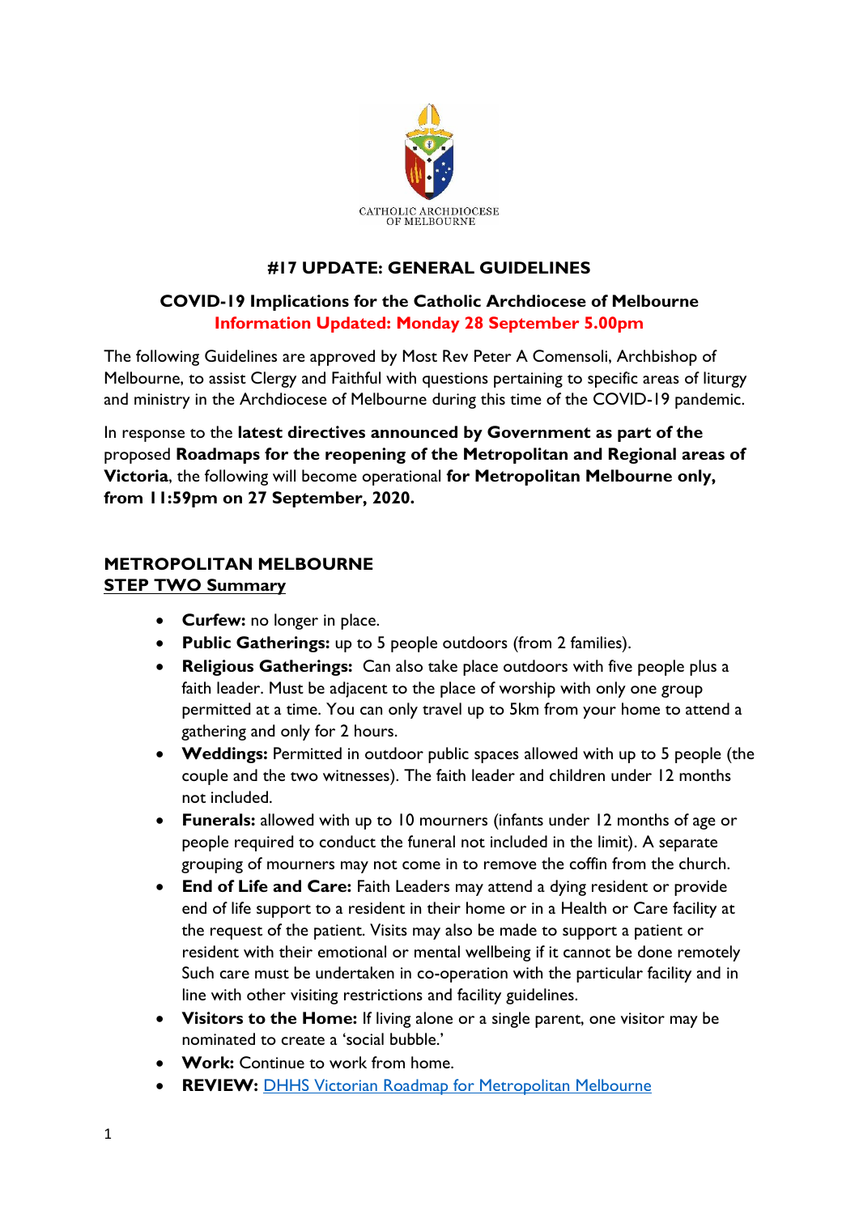CATHOLIC ARCHDIOCESE OF MELBOURNE

## #17 UPDATE: GENERAL GUIDELINES

### COVID-19 Implications for the Catholic Archdiocese of Melbourne

**Information Updated: Monday 28 September 5.00pm**

The following Guidelines are approved by Most Rev Peter A Comensoli, Archbishop of Melbourne, to assist Clergy and Faithful with questions pertaining to specific areas of liturgy and ministry in the Archdiocese of Melbourne during this time of the COVID-19 pandemic.

In response to the **latest directives announced by Government as part of the** proposed **Roadmaps for the reopening of the Metropolitan and Regional areas of Victoria**, the following will become operational **for Metropolitan Melbourne only, from 11:59pm on 27 September, 2020.**

**METROPOLITAN MELBOURNE**
**STEP TWO Summary**

- **Curfew:** no longer in place.
- **Public Gatherings:** up to 5 people outdoors (from 2 families).
- **Religious Gatherings:** Can also take place outdoors with five people plus a faith leader. Must be adjacent to the place of worship with only one group permitted at a time. You can only travel up to 5km from your home to attend a gathering and only for 2 hours.
- **Weddings:** Permitted in outdoor public spaces allowed with up to 5 people (the couple and the two witnesses). The faith leader and children under 12 months not included.
- **Funerals:** allowed with up to 10 mourners (infants under 12 months of age or people required to conduct the funeral not included in the limit). A separate grouping of mourners may not come in to remove the coffin from the church.
- **End of Life and Care:** Faith Leaders may attend a dying resident or provide end of life support to a resident in their home or in a Health or Care facility at the request of the patient. Visits may also be made to support a patient or resident with their emotional or mental wellbeing if it cannot be done remotely Such care must be undertaken in co-operation with the particular facility and in line with other visiting restrictions and facility guidelines.
- **Visitors to the Home:** If living alone or a single parent, one visitor may be nominated to create a 'social bubble.'
- **Work:** Continue to work from home.
- **REVIEW:** DHHS Victorian Roadmap for Metropolitan Melbourne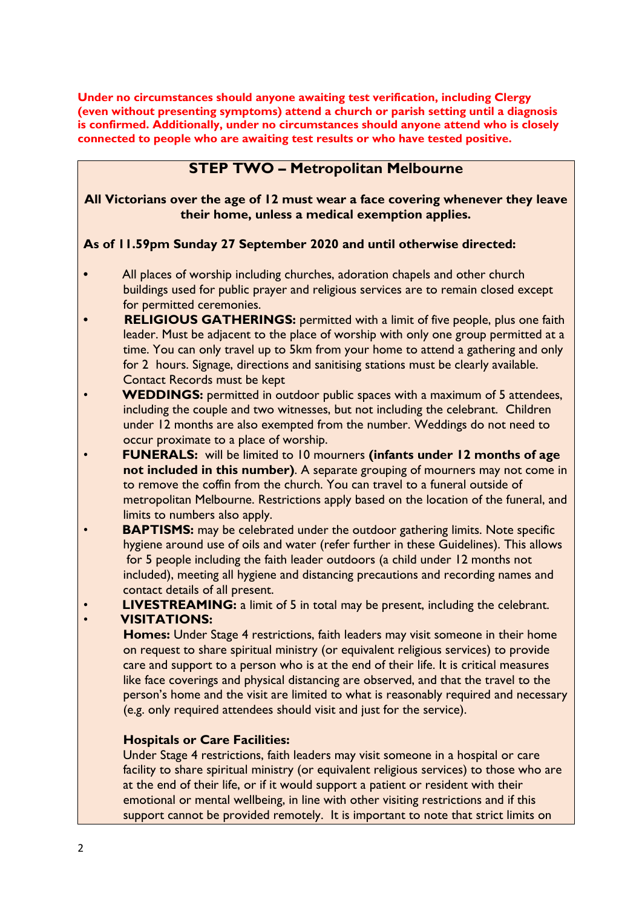**Under no circumstances should anyone awaiting test verification, including Clergy (even without presenting symptoms) attend a church or parish setting until a diagnosis is confirmed. Additionally, under no circumstances should anyone attend who is closely connected to people who are awaiting test results or who have tested positive.**

## STEP TWO – Metropolitan Melbourne

**All Victorians over the age of 12 must wear a face covering whenever they leave their home, unless a medical exemption applies.**

**As of 11.59pm Sunday 27 September 2020 and until otherwise directed:**

- All places of worship including churches, adoration chapels and other church buildings used for public prayer and religious services are to remain closed except for permitted ceremonies.
- **RELIGIOUS GATHERINGS:** permitted with a limit of five people, plus one faith leader. Must be adjacent to the place of worship with only one group permitted at a time. You can only travel up to 5km from your home to attend a gathering and only for 2 hours. Signage, directions and sanitising stations must be clearly available. Contact Records must be kept
- **WEDDINGS:** permitted in outdoor public spaces with a maximum of 5 attendees, including the couple and two witnesses, but not including the celebrant. Children under 12 months are also exempted from the number. Weddings do not need to occur proximate to a place of worship.
- **FUNERALS:** will be limited to 10 mourners **(infants under 12 months of age not included in this number)**. A separate grouping of mourners may not come in to remove the coffin from the church. You can travel to a funeral outside of metropolitan Melbourne. Restrictions apply based on the location of the funeral, and limits to numbers also apply.
- **BAPTISMS:** may be celebrated under the outdoor gathering limits. Note specific hygiene around use of oils and water (refer further in these Guidelines). This allows for 5 people including the faith leader outdoors (a child under 12 months not included), meeting all hygiene and distancing precautions and recording names and contact details of all present.
- **LIVESTREAMING:** a limit of 5 in total may be present, including the celebrant.
- **VISITATIONS:**

  **Homes:** Under Stage 4 restrictions, faith leaders may visit someone in their home on request to share spiritual ministry (or equivalent religious services) to provide care and support to a person who is at the end of their life. It is critical measures like face coverings and physical distancing are observed, and that the travel to the person's home and the visit are limited to what is reasonably required and necessary (e.g. only required attendees should visit and just for the service).

  **Hospitals or Care Facilities:**
  Under Stage 4 restrictions, faith leaders may visit someone in a hospital or care facility to share spiritual ministry (or equivalent religious services) to those who are at the end of their life, or if it would support a patient or resident with their emotional or mental wellbeing, in line with other visiting restrictions and if this support cannot be provided remotely. It is important to note that strict limits on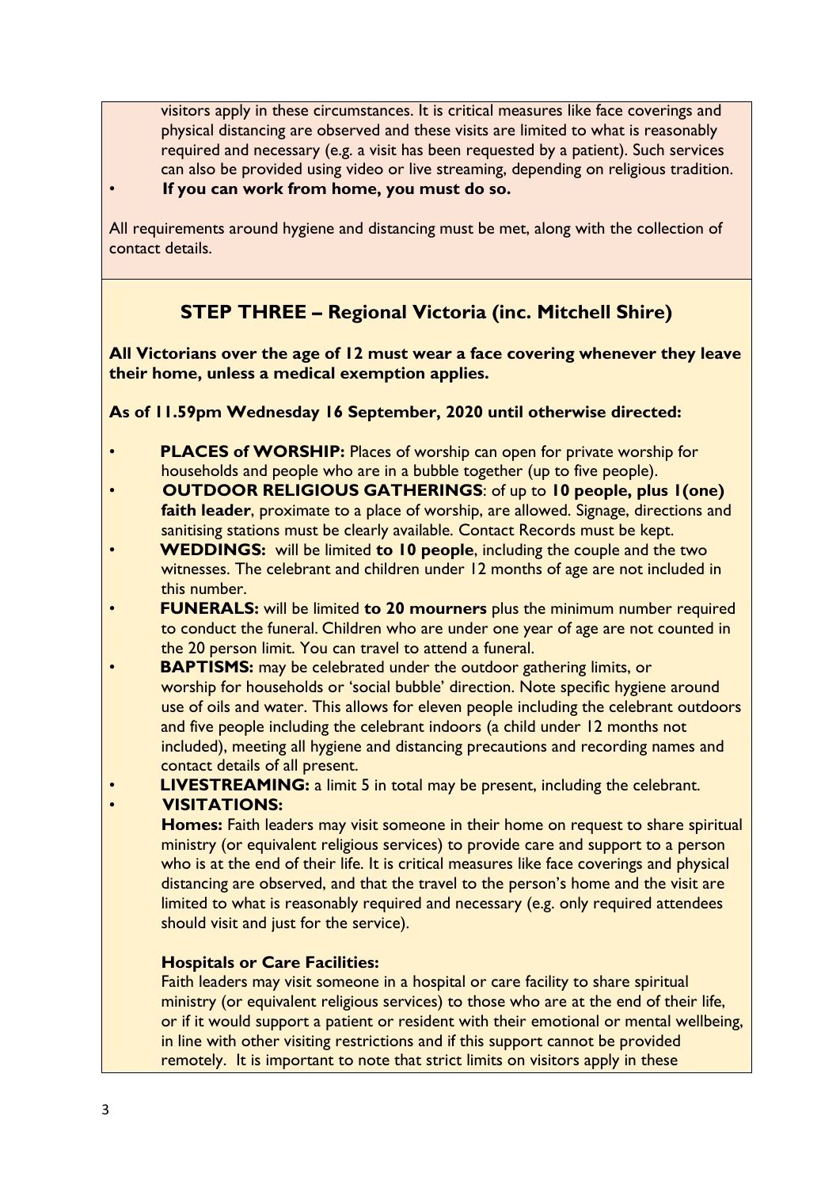visitors apply in these circumstances. It is critical measures like face coverings and physical distancing are observed and these visits are limited to what is reasonably required and necessary (e.g. a visit has been requested by a patient). Such services can also be provided using video or live streaming, depending on religious tradition.

- **If you can work from home, you must do so.**

All requirements around hygiene and distancing must be met, along with the collection of contact details.

## STEP THREE – Regional Victoria (inc. Mitchell Shire)

**All Victorians over the age of 12 must wear a face covering whenever they leave their home, unless a medical exemption applies.**

**As of 11.59pm Wednesday 16 September, 2020 until otherwise directed:**

- **PLACES of WORSHIP:** Places of worship can open for private worship for households and people who are in a bubble together (up to five people).
- **OUTDOOR RELIGIOUS GATHERINGS**: of up to **10 people, plus 1(one) faith leader**, proximate to a place of worship, are allowed. Signage, directions and sanitising stations must be clearly available. Contact Records must be kept.
- **WEDDINGS:** will be limited **to 10 people**, including the couple and the two witnesses. The celebrant and children under 12 months of age are not included in this number.
- **FUNERALS:** will be limited **to 20 mourners** plus the minimum number required to conduct the funeral. Children who are under one year of age are not counted in the 20 person limit. You can travel to attend a funeral.
- **BAPTISMS:** may be celebrated under the outdoor gathering limits, or worship for households or 'social bubble' direction. Note specific hygiene around use of oils and water. This allows for eleven people including the celebrant outdoors and five people including the celebrant indoors (a child under 12 months not included), meeting all hygiene and distancing precautions and recording names and contact details of all present.
- **LIVESTREAMING:** a limit 5 in total may be present, including the celebrant.
- **VISITATIONS:**

  **Homes:** Faith leaders may visit someone in their home on request to share spiritual ministry (or equivalent religious services) to provide care and support to a person who is at the end of their life. It is critical measures like face coverings and physical distancing are observed, and that the travel to the person's home and the visit are limited to what is reasonably required and necessary (e.g. only required attendees should visit and just for the service).

  **Hospitals or Care Facilities:**

  Faith leaders may visit someone in a hospital or care facility to share spiritual ministry (or equivalent religious services) to those who are at the end of their life, or if it would support a patient or resident with their emotional or mental wellbeing, in line with other visiting restrictions and if this support cannot be provided remotely. It is important to note that strict limits on visitors apply in these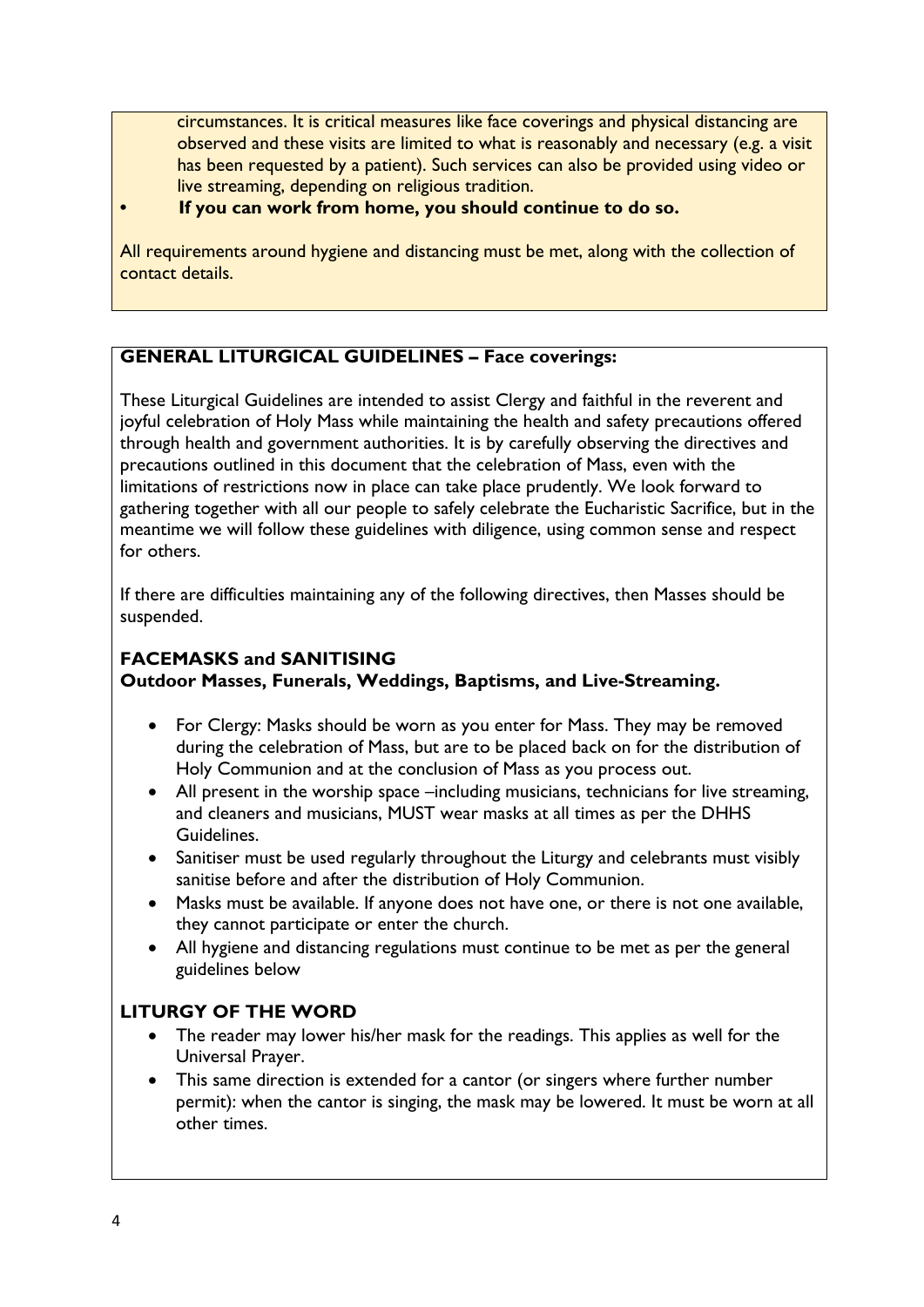circumstances. It is critical measures like face coverings and physical distancing are observed and these visits are limited to what is reasonably and necessary (e.g. a visit has been requested by a patient). Such services can also be provided using video or live streaming, depending on religious tradition.

- **If you can work from home, you should continue to do so.**

All requirements around hygiene and distancing must be met, along with the collection of contact details.

## GENERAL LITURGICAL GUIDELINES – Face coverings:

These Liturgical Guidelines are intended to assist Clergy and faithful in the reverent and joyful celebration of Holy Mass while maintaining the health and safety precautions offered through health and government authorities. It is by carefully observing the directives and precautions outlined in this document that the celebration of Mass, even with the limitations of restrictions now in place can take place prudently. We look forward to gathering together with all our people to safely celebrate the Eucharistic Sacrifice, but in the meantime we will follow these guidelines with diligence, using common sense and respect for others.

If there are difficulties maintaining any of the following directives, then Masses should be suspended.

### FACEMASKS and SANITISING
**Outdoor Masses, Funerals, Weddings, Baptisms, and Live-Streaming.**

- For Clergy: Masks should be worn as you enter for Mass. They may be removed during the celebration of Mass, but are to be placed back on for the distribution of Holy Communion and at the conclusion of Mass as you process out.
- All present in the worship space –including musicians, technicians for live streaming, and cleaners and musicians, MUST wear masks at all times as per the DHHS Guidelines.
- Sanitiser must be used regularly throughout the Liturgy and celebrants must visibly sanitise before and after the distribution of Holy Communion.
- Masks must be available. If anyone does not have one, or there is not one available, they cannot participate or enter the church.
- All hygiene and distancing regulations must continue to be met as per the general guidelines below

### LITURGY OF THE WORD

- The reader may lower his/her mask for the readings. This applies as well for the Universal Prayer.
- This same direction is extended for a cantor (or singers where further number permit): when the cantor is singing, the mask may be lowered. It must be worn at all other times.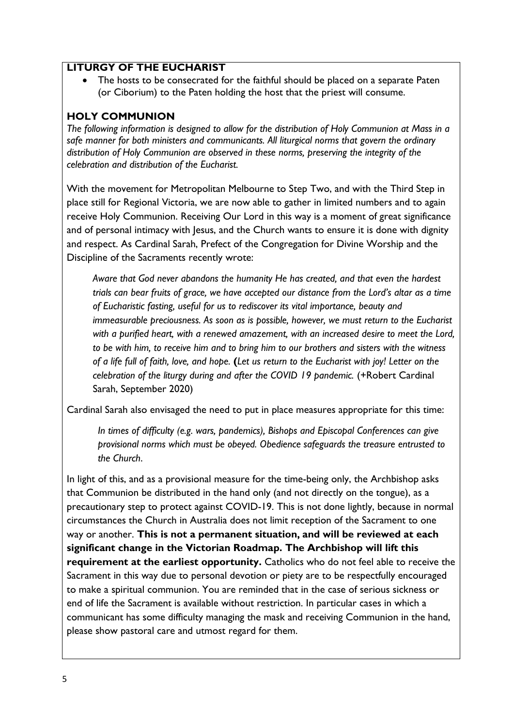## LITURGY OF THE EUCHARIST

- The hosts to be consecrated for the faithful should be placed on a separate Paten (or Ciborium) to the Paten holding the host that the priest will consume.

## HOLY COMMUNION

*The following information is designed to allow for the distribution of Holy Communion at Mass in a safe manner for both ministers and communicants. All liturgical norms that govern the ordinary distribution of Holy Communion are observed in these norms, preserving the integrity of the celebration and distribution of the Eucharist.*

With the movement for Metropolitan Melbourne to Step Two, and with the Third Step in place still for Regional Victoria, we are now able to gather in limited numbers and to again receive Holy Communion. Receiving Our Lord in this way is a moment of great significance and of personal intimacy with Jesus, and the Church wants to ensure it is done with dignity and respect. As Cardinal Sarah, Prefect of the Congregation for Divine Worship and the Discipline of the Sacraments recently wrote:

> *Aware that God never abandons the humanity He has created, and that even the hardest trials can bear fruits of grace, we have accepted our distance from the Lord's altar as a time of Eucharistic fasting, useful for us to rediscover its vital importance, beauty and immeasurable preciousness. As soon as is possible, however, we must return to the Eucharist with a purified heart, with a renewed amazement, with an increased desire to meet the Lord, to be with him, to receive him and to bring him to our brothers and sisters with the witness of a life full of faith, love, and hope.* **(***Let us return to the Eucharist with joy! Letter on the celebration of the liturgy during and after the COVID 19 pandemic.* (+Robert Cardinal Sarah, September 2020)

Cardinal Sarah also envisaged the need to put in place measures appropriate for this time:

> *In times of difficulty (e.g. wars, pandemics), Bishops and Episcopal Conferences can give provisional norms which must be obeyed. Obedience safeguards the treasure entrusted to the Church.*

In light of this, and as a provisional measure for the time-being only, the Archbishop asks that Communion be distributed in the hand only (and not directly on the tongue), as a precautionary step to protect against COVID-19. This is not done lightly, because in normal circumstances the Church in Australia does not limit reception of the Sacrament to one way or another. **This is not a permanent situation, and will be reviewed at each significant change in the Victorian Roadmap. The Archbishop will lift this requirement at the earliest opportunity.** Catholics who do not feel able to receive the Sacrament in this way due to personal devotion or piety are to be respectfully encouraged to make a spiritual communion. You are reminded that in the case of serious sickness or end of life the Sacrament is available without restriction. In particular cases in which a communicant has some difficulty managing the mask and receiving Communion in the hand, please show pastoral care and utmost regard for them.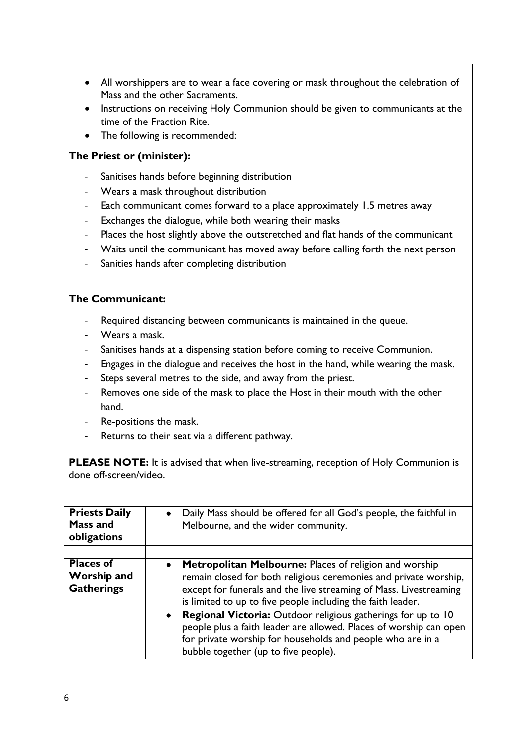- All worshippers are to wear a face covering or mask throughout the celebration of Mass and the other Sacraments.
- Instructions on receiving Holy Communion should be given to communicants at the time of the Fraction Rite.
- The following is recommended:

**The Priest or (minister):**

- Sanitises hands before beginning distribution
- Wears a mask throughout distribution
- Each communicant comes forward to a place approximately 1.5 metres away
- Exchanges the dialogue, while both wearing their masks
- Places the host slightly above the outstretched and flat hands of the communicant
- Waits until the communicant has moved away before calling forth the next person
- Sanities hands after completing distribution

**The Communicant:**

- Required distancing between communicants is maintained in the queue.
- Wears a mask.
- Sanitises hands at a dispensing station before coming to receive Communion.
- Engages in the dialogue and receives the host in the hand, while wearing the mask.
- Steps several metres to the side, and away from the priest.
- Removes one side of the mask to place the Host in their mouth with the other hand.
- Re-positions the mask.
- Returns to their seat via a different pathway.

**PLEASE NOTE:** It is advised that when live-streaming, reception of Holy Communion is done off-screen/video.

| | |
|---|---|
| **Priests Daily Mass and obligations** | • Daily Mass should be offered for all God's people, the faithful in Melbourne, and the wider community. |
| | |
| **Places of Worship and Gatherings** | • **Metropolitan Melbourne:** Places of religion and worship remain closed for both religious ceremonies and private worship, except for funerals and the live streaming of Mass. Livestreaming is limited to up to five people including the faith leader.<br>• **Regional Victoria:** Outdoor religious gatherings for up to 10 people plus a faith leader are allowed. Places of worship can open for private worship for households and people who are in a bubble together (up to five people). |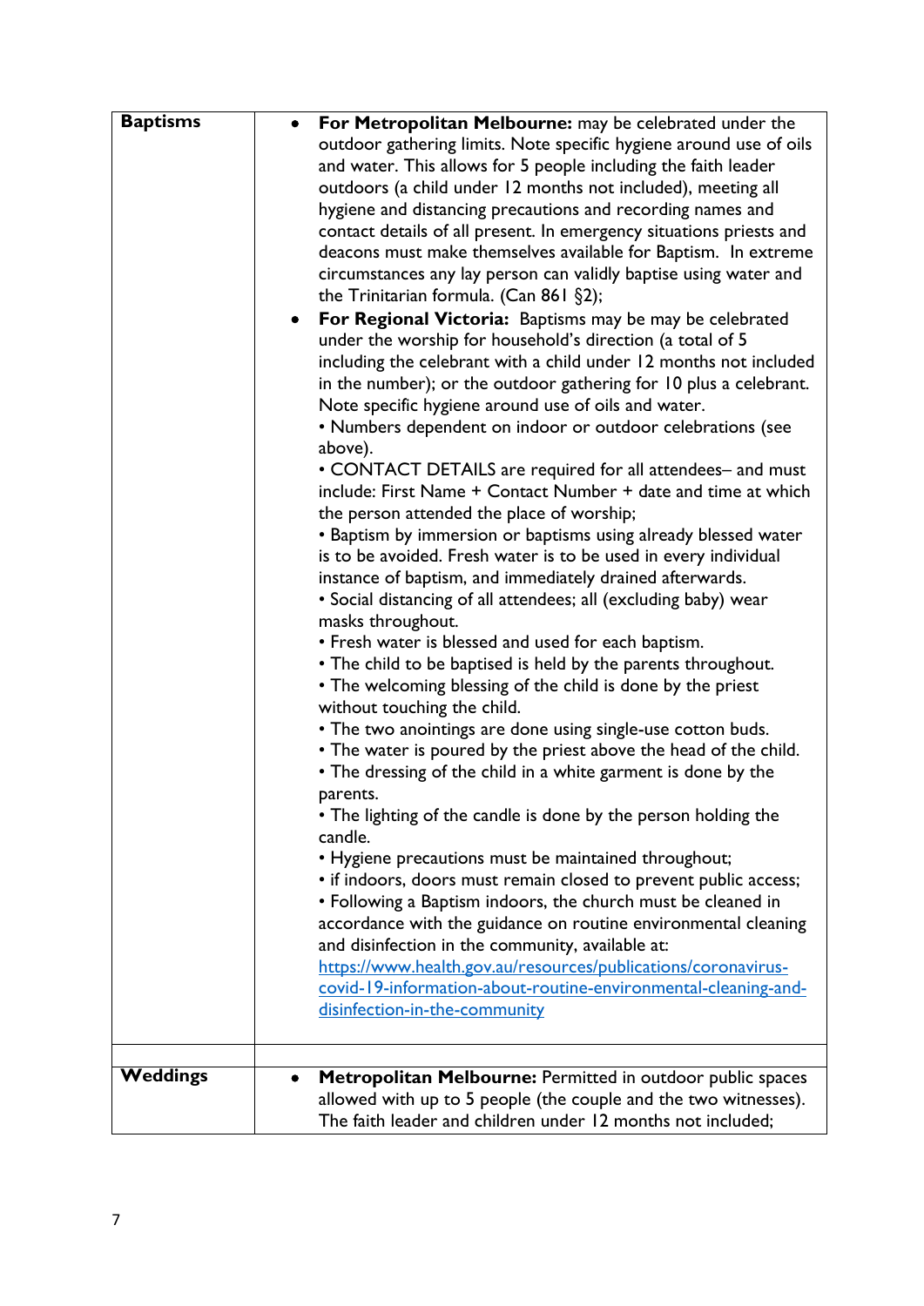| | |
|---|---|
| **Baptisms** | • **For Metropolitan Melbourne:** may be celebrated under the outdoor gathering limits. Note specific hygiene around use of oils and water. This allows for 5 people including the faith leader outdoors (a child under 12 months not included), meeting all hygiene and distancing precautions and recording names and contact details of all present. In emergency situations priests and deacons must make themselves available for Baptism. In extreme circumstances any lay person can validly baptise using water and the Trinitarian formula. (Can 861 §2);<br>• **For Regional Victoria:** Baptisms may be may be celebrated under the worship for household's direction (a total of 5 including the celebrant with a child under 12 months not included in the number); or the outdoor gathering for 10 plus a celebrant. Note specific hygiene around use of oils and water.<br>• Numbers dependent on indoor or outdoor celebrations (see above).<br>• CONTACT DETAILS are required for all attendees– and must include: First Name + Contact Number + date and time at which the person attended the place of worship;<br>• Baptism by immersion or baptisms using already blessed water is to be avoided. Fresh water is to be used in every individual instance of baptism, and immediately drained afterwards.<br>• Social distancing of all attendees; all (excluding baby) wear masks throughout.<br>• Fresh water is blessed and used for each baptism.<br>• The child to be baptised is held by the parents throughout.<br>• The welcoming blessing of the child is done by the priest without touching the child.<br>• The two anointings are done using single-use cotton buds.<br>• The water is poured by the priest above the head of the child.<br>• The dressing of the child in a white garment is done by the parents.<br>• The lighting of the candle is done by the person holding the candle.<br>• Hygiene precautions must be maintained throughout;<br>• if indoors, doors must remain closed to prevent public access;<br>• Following a Baptism indoors, the church must be cleaned in accordance with the guidance on routine environmental cleaning and disinfection in the community, available at: https://www.health.gov.au/resources/publications/coronavirus-covid-19-information-about-routine-environmental-cleaning-and-disinfection-in-the-community |
| | |
| **Weddings** | • **Metropolitan Melbourne:** Permitted in outdoor public spaces allowed with up to 5 people (the couple and the two witnesses). The faith leader and children under 12 months not included; |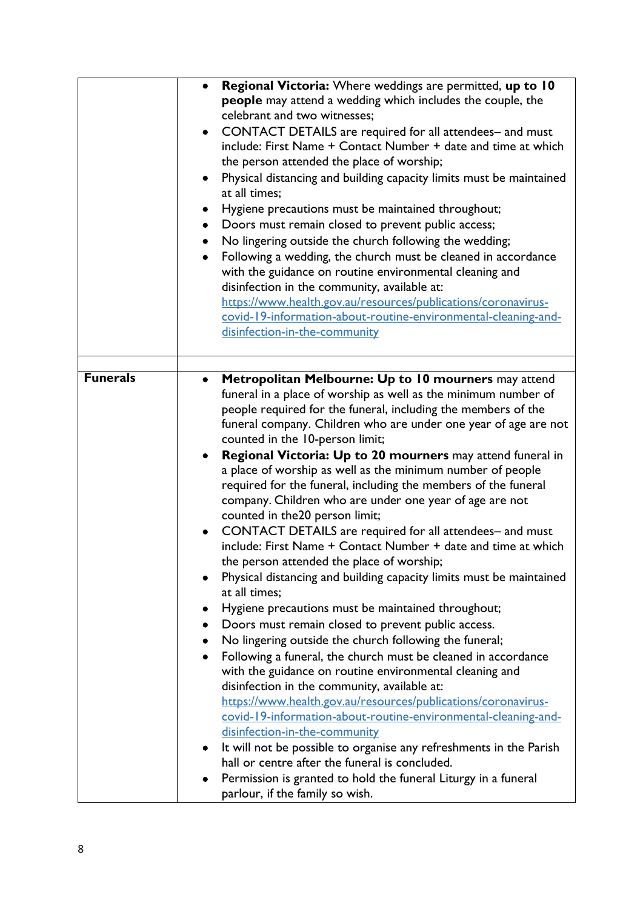| | |
|---|---|
| | • **Regional Victoria:** Where weddings are permitted, **up to 10 people** may attend a wedding which includes the couple, the celebrant and two witnesses;<br>• CONTACT DETAILS are required for all attendees– and must include: First Name + Contact Number + date and time at which the person attended the place of worship;<br>• Physical distancing and building capacity limits must be maintained at all times;<br>• Hygiene precautions must be maintained throughout;<br>• Doors must remain closed to prevent public access;<br>• No lingering outside the church following the wedding;<br>• Following a wedding, the church must be cleaned in accordance with the guidance on routine environmental cleaning and disinfection in the community, available at: [https://www.health.gov.au/resources/publications/coronavirus-covid-19-information-about-routine-environmental-cleaning-and-disinfection-in-the-community](https://www.health.gov.au/resources/publications/coronavirus-covid-19-information-about-routine-environmental-cleaning-and-disinfection-in-the-community) |
| | |
| **Funerals** | • **Metropolitan Melbourne: Up to 10 mourners** may attend funeral in a place of worship as well as the minimum number of people required for the funeral, including the members of the funeral company. Children who are under one year of age are not counted in the 10-person limit;<br>• **Regional Victoria: Up to 20 mourners** may attend funeral in a place of worship as well as the minimum number of people required for the funeral, including the members of the funeral company. Children who are under one year of age are not counted in the20 person limit;<br>• CONTACT DETAILS are required for all attendees– and must include: First Name + Contact Number + date and time at which the person attended the place of worship;<br>• Physical distancing and building capacity limits must be maintained at all times;<br>• Hygiene precautions must be maintained throughout;<br>• Doors must remain closed to prevent public access.<br>• No lingering outside the church following the funeral;<br>• Following a funeral, the church must be cleaned in accordance with the guidance on routine environmental cleaning and disinfection in the community, available at: [https://www.health.gov.au/resources/publications/coronavirus-covid-19-information-about-routine-environmental-cleaning-and-disinfection-in-the-community](https://www.health.gov.au/resources/publications/coronavirus-covid-19-information-about-routine-environmental-cleaning-and-disinfection-in-the-community)<br>• It will not be possible to organise any refreshments in the Parish hall or centre after the funeral is concluded.<br>• Permission is granted to hold the funeral Liturgy in a funeral parlour, if the family so wish. |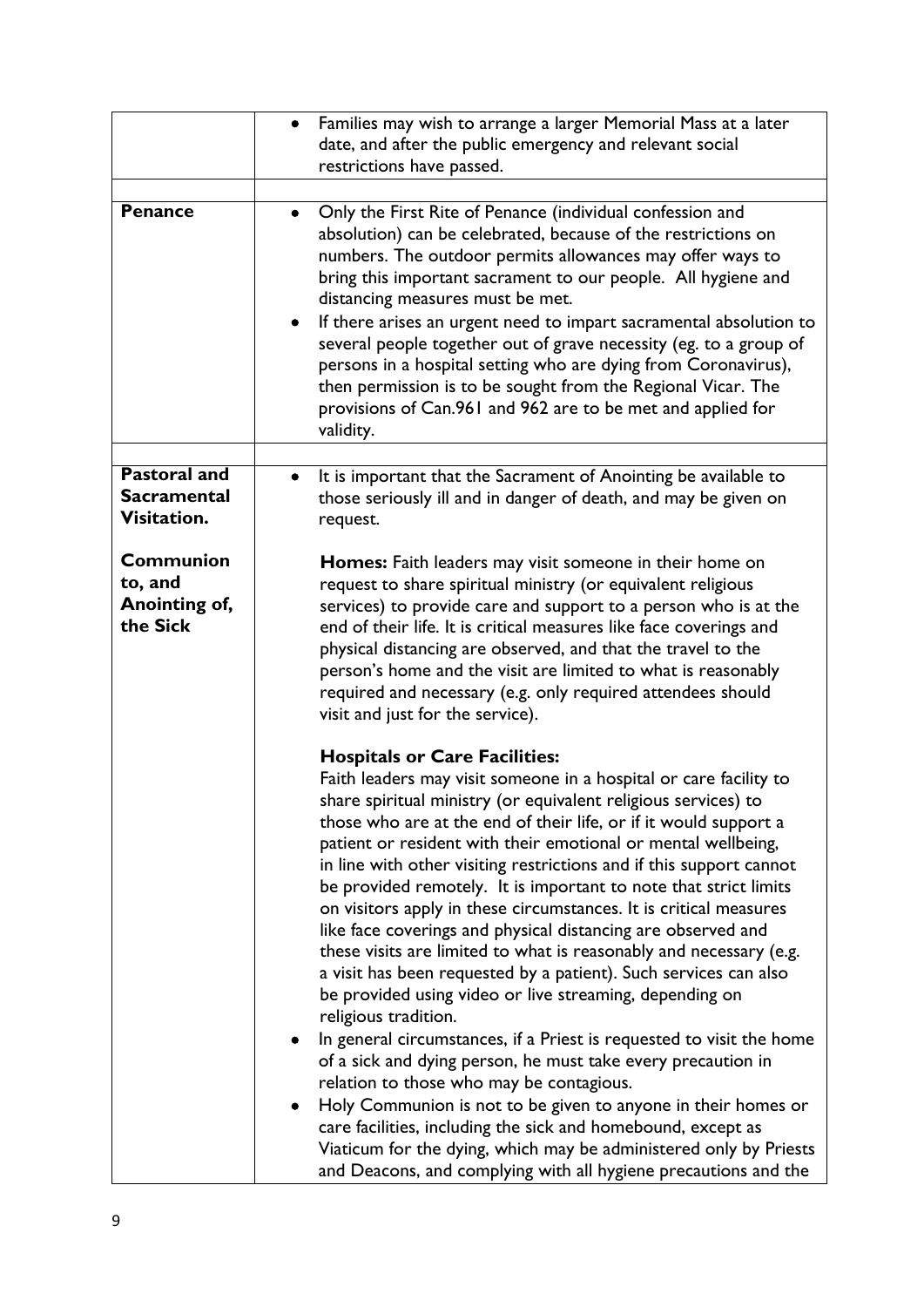| | |
|---|---|
| | • Families may wish to arrange a larger Memorial Mass at a later date, and after the public emergency and relevant social restrictions have passed. |
| | |
| **Penance** | • Only the First Rite of Penance (individual confession and absolution) can be celebrated, because of the restrictions on numbers. The outdoor permits allowances may offer ways to bring this important sacrament to our people. All hygiene and distancing measures must be met.<br>• If there arises an urgent need to impart sacramental absolution to several people together out of grave necessity (eg. to a group of persons in a hospital setting who are dying from Coronavirus), then permission is to be sought from the Regional Vicar. The provisions of Can.961 and 962 are to be met and applied for validity. |
| | |
| **Pastoral and Sacramental Visitation.**<br><br>**Communion to, and Anointing of, the Sick** | • It is important that the Sacrament of Anointing be available to those seriously ill and in danger of death, and may be given on request.<br><br>**Homes:** Faith leaders may visit someone in their home on request to share spiritual ministry (or equivalent religious services) to provide care and support to a person who is at the end of their life. It is critical measures like face coverings and physical distancing are observed, and that the travel to the person's home and the visit are limited to what is reasonably required and necessary (e.g. only required attendees should visit and just for the service).<br><br>**Hospitals or Care Facilities:**<br>Faith leaders may visit someone in a hospital or care facility to share spiritual ministry (or equivalent religious services) to those who are at the end of their life, or if it would support a patient or resident with their emotional or mental wellbeing, in line with other visiting restrictions and if this support cannot be provided remotely. It is important to note that strict limits on visitors apply in these circumstances. It is critical measures like face coverings and physical distancing are observed and these visits are limited to what is reasonably and necessary (e.g. a visit has been requested by a patient). Such services can also be provided using video or live streaming, depending on religious tradition.<br>• In general circumstances, if a Priest is requested to visit the home of a sick and dying person, he must take every precaution in relation to those who may be contagious.<br>• Holy Communion is not to be given to anyone in their homes or care facilities, including the sick and homebound, except as Viaticum for the dying, which may be administered only by Priests and Deacons, and complying with all hygiene precautions and the |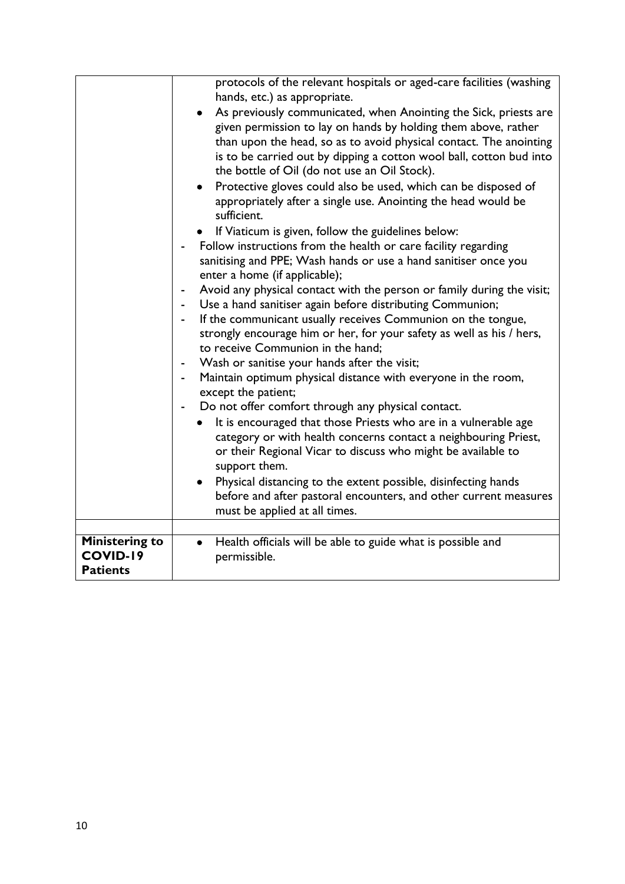| | |
|---|---|
| | protocols of the relevant hospitals or aged-care facilities (washing hands, etc.) as appropriate.<br>• As previously communicated, when Anointing the Sick, priests are given permission to lay on hands by holding them above, rather than upon the head, so as to avoid physical contact. The anointing is to be carried out by dipping a cotton wool ball, cotton bud into the bottle of Oil (do not use an Oil Stock).<br>• Protective gloves could also be used, which can be disposed of appropriately after a single use. Anointing the head would be sufficient.<br>• If Viaticum is given, follow the guidelines below:<br>- Follow instructions from the health or care facility regarding sanitising and PPE; Wash hands or use a hand sanitiser once you enter a home (if applicable);<br>- Avoid any physical contact with the person or family during the visit;<br>- Use a hand sanitiser again before distributing Communion;<br>- If the communicant usually receives Communion on the tongue, strongly encourage him or her, for your safety as well as his / hers, to receive Communion in the hand;<br>- Wash or sanitise your hands after the visit;<br>- Maintain optimum physical distance with everyone in the room, except the patient;<br>- Do not offer comfort through any physical contact.<br>• It is encouraged that those Priests who are in a vulnerable age category or with health concerns contact a neighbouring Priest, or their Regional Vicar to discuss who might be available to support them.<br>• Physical distancing to the extent possible, disinfecting hands before and after pastoral encounters, and other current measures must be applied at all times. |
| | |
| **Ministering to COVID-19 Patients** | • Health officials will be able to guide what is possible and permissible. |